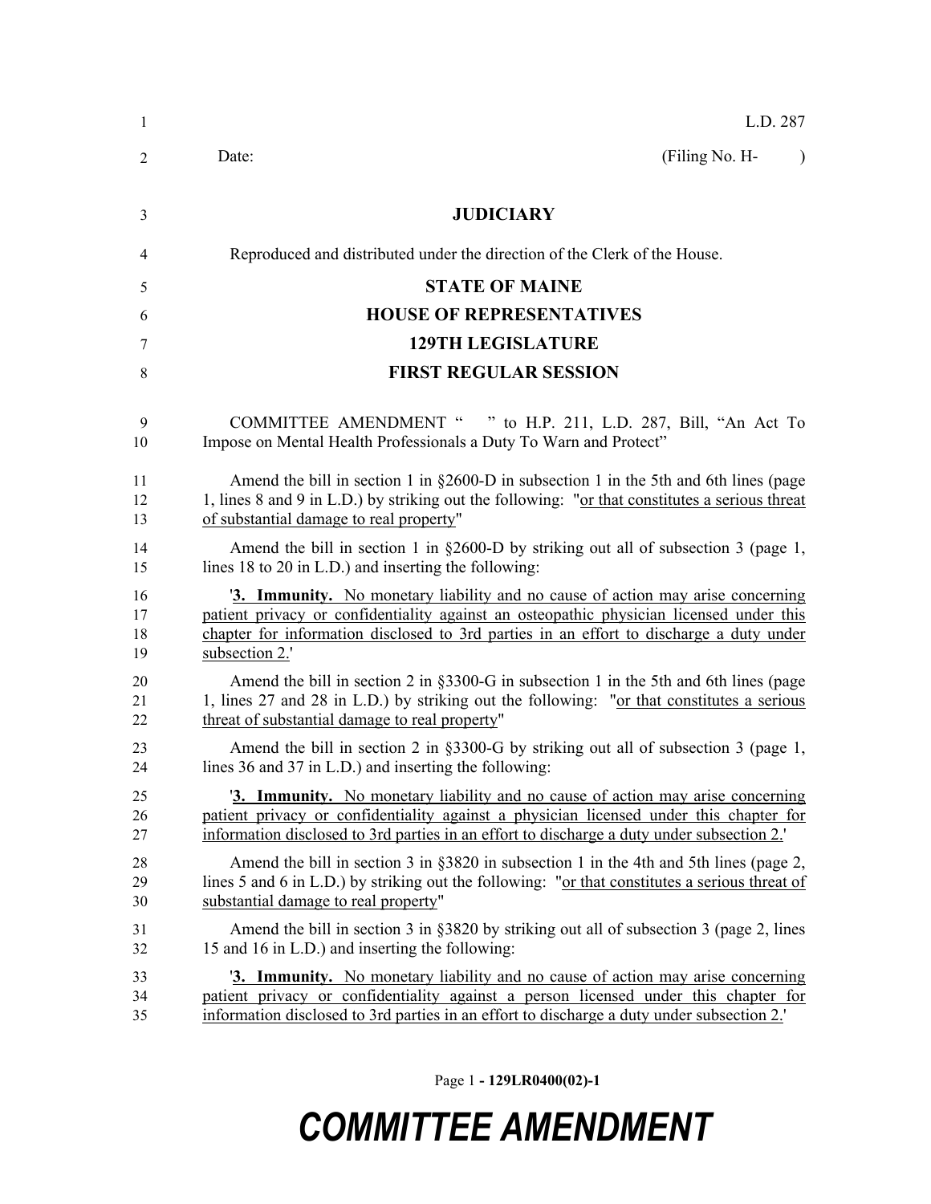L.D. 287

Date: (Filing No. H- )

**JUDICIARY**

Reproduced and distributed under the direction of the Clerk of the House.

**STATE OF MAINE**

**HOUSE OF REPRESENTATIVES**

**129TH LEGISLATURE**

**FIRST REGULAR SESSION**

COMMITTEE AMENDMENT " " to H.P. 211, L.D. 287, Bill, "An Act To Impose on Mental Health Professionals a Duty To Warn and Protect"

Amend the bill in section 1 in §2600-D in subsection 1 in the 5th and 6th lines (page 1, lines 8 and 9 in L.D.) by striking out the following: "or that constitutes a serious threat of substantial damage to real property"

Amend the bill in section 1 in §2600-D by striking out all of subsection 3 (page 1, lines 18 to 20 in L.D.) and inserting the following:

'**3. Immunity.** No monetary liability and no cause of action may arise concerning patient privacy or confidentiality against an osteopathic physician licensed under this chapter for information disclosed to 3rd parties in an effort to discharge a duty under subsection 2.'

Amend the bill in section 2 in §3300-G in subsection 1 in the 5th and 6th lines (page 1, lines 27 and 28 in L.D.) by striking out the following: "or that constitutes a serious threat of substantial damage to real property"

Amend the bill in section 2 in §3300-G by striking out all of subsection 3 (page 1, lines 36 and 37 in L.D.) and inserting the following:

'**3. Immunity.** No monetary liability and no cause of action may arise concerning patient privacy or confidentiality against a physician licensed under this chapter for information disclosed to 3rd parties in an effort to discharge a duty under subsection 2.'

Amend the bill in section 3 in §3820 in subsection 1 in the 4th and 5th lines (page 2, lines 5 and 6 in L.D.) by striking out the following: "or that constitutes a serious threat of substantial damage to real property"

Amend the bill in section 3 in §3820 by striking out all of subsection 3 (page 2, lines 15 and 16 in L.D.) and inserting the following:

'**3. Immunity.** No monetary liability and no cause of action may arise concerning patient privacy or confidentiality against a person licensed under this chapter for information disclosed to 3rd parties in an effort to discharge a duty under subsection 2.'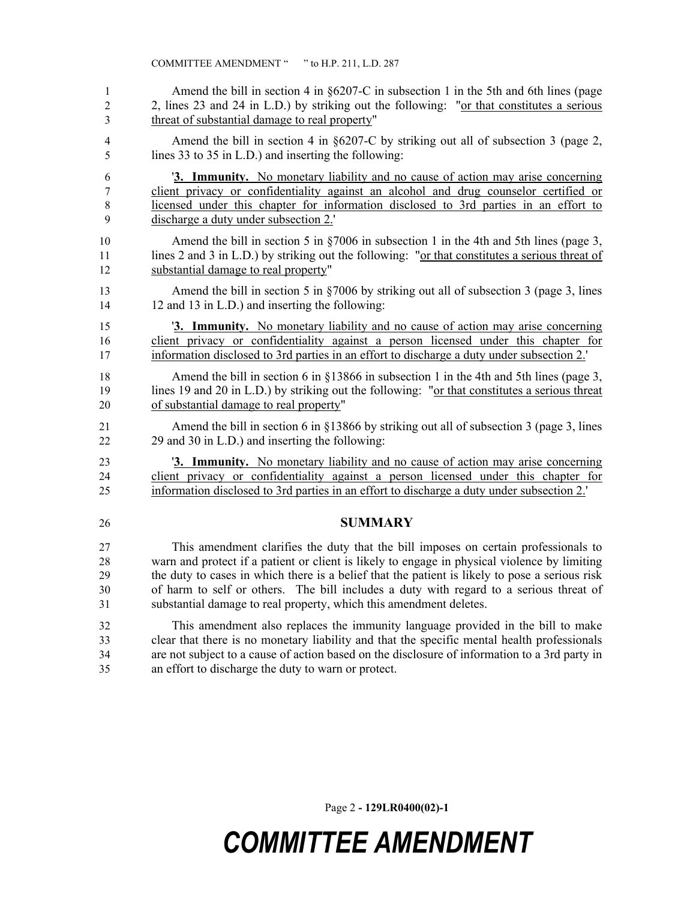Amend the bill in section 4 in §6207-C in subsection 1 in the 5th and 6th lines (page 2, lines 23 and 24 in L.D.) by striking out the following: "or that constitutes a serious threat of substantial damage to real property"

Amend the bill in section 4 in §6207-C by striking out all of subsection 3 (page 2, lines 33 to 35 in L.D.) and inserting the following:

'**3. Immunity.** No monetary liability and no cause of action may arise concerning client privacy or confidentiality against an alcohol and drug counselor certified or licensed under this chapter for information disclosed to 3rd parties in an effort to discharge a duty under subsection 2.'

Amend the bill in section 5 in §7006 in subsection 1 in the 4th and 5th lines (page 3, lines 2 and 3 in L.D.) by striking out the following: "or that constitutes a serious threat of substantial damage to real property"

Amend the bill in section 5 in §7006 by striking out all of subsection 3 (page 3, lines 12 and 13 in L.D.) and inserting the following:

'**3. Immunity.** No monetary liability and no cause of action may arise concerning client privacy or confidentiality against a person licensed under this chapter for information disclosed to 3rd parties in an effort to discharge a duty under subsection 2.'

Amend the bill in section 6 in §13866 in subsection 1 in the 4th and 5th lines (page 3, lines 19 and 20 in L.D.) by striking out the following: "or that constitutes a serious threat of substantial damage to real property"

Amend the bill in section 6 in §13866 by striking out all of subsection 3 (page 3, lines 29 and 30 in L.D.) and inserting the following:

'**3. Immunity.** No monetary liability and no cause of action may arise concerning client privacy or confidentiality against a person licensed under this chapter for information disclosed to 3rd parties in an effort to discharge a duty under subsection 2.'

## SUMMARY

This amendment clarifies the duty that the bill imposes on certain professionals to warn and protect if a patient or client is likely to engage in physical violence by limiting the duty to cases in which there is a belief that the patient is likely to pose a serious risk of harm to self or others. The bill includes a duty with regard to a serious threat of substantial damage to real property, which this amendment deletes.

This amendment also replaces the immunity language provided in the bill to make clear that there is no monetary liability and that the specific mental health professionals are not subject to a cause of action based on the disclosure of information to a 3rd party in an effort to discharge the duty to warn or protect.